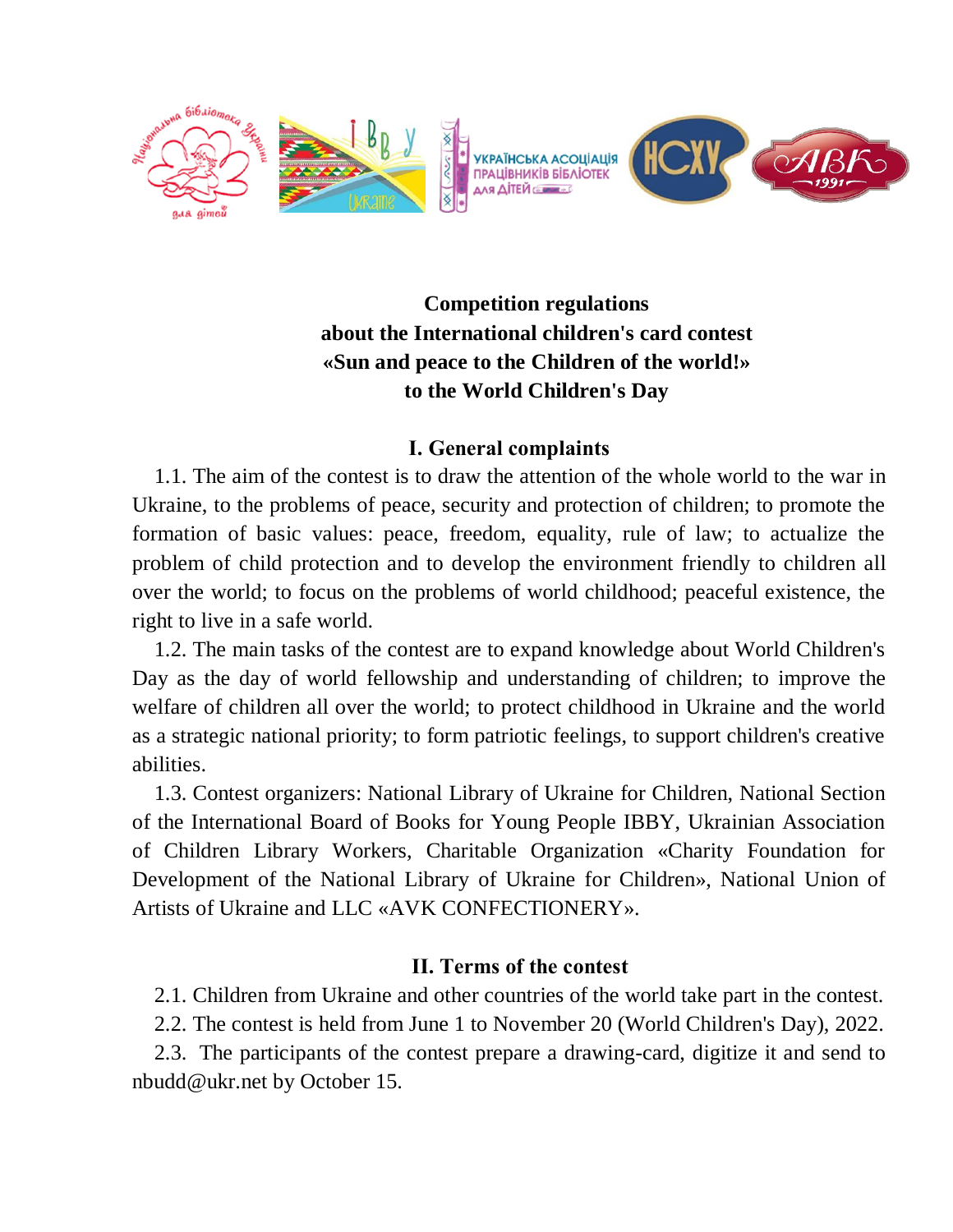**Competition regulations**
**about the International children's card contest**
**«Sun and peace to the Children of the world!»**
**to the World Children's Day**

## I. General complaints

1.1. The aim of the contest is to draw the attention of the whole world to the war in Ukraine, to the problems of peace, security and protection of children; to promote the formation of basic values: peace, freedom, equality, rule of law; to actualize the problem of child protection and to develop the environment friendly to children all over the world; to focus on the problems of world childhood; peaceful existence, the right to live in a safe world.

1.2. The main tasks of the contest are to expand knowledge about World Children's Day as the day of world fellowship and understanding of children; to improve the welfare of children all over the world; to protect childhood in Ukraine and the world as a strategic national priority; to form patriotic feelings, to support children's creative abilities.

1.3. Contest organizers: National Library of Ukraine for Children, National Section of the International Board of Books for Young People IBBY, Ukrainian Association of Children Library Workers, Charitable Organization «Charity Foundation for Development of the National Library of Ukraine for Children», National Union of Artists of Ukraine and LLC «AVK CONFECTIONERY».

## II. Terms of the contest

2.1. Children from Ukraine and other countries of the world take part in the contest.

2.2. The contest is held from June 1 to November 20 (World Children's Day), 2022.

2.3. The participants of the contest prepare a drawing-card, digitize it and send to nbudd@ukr.net by October 15.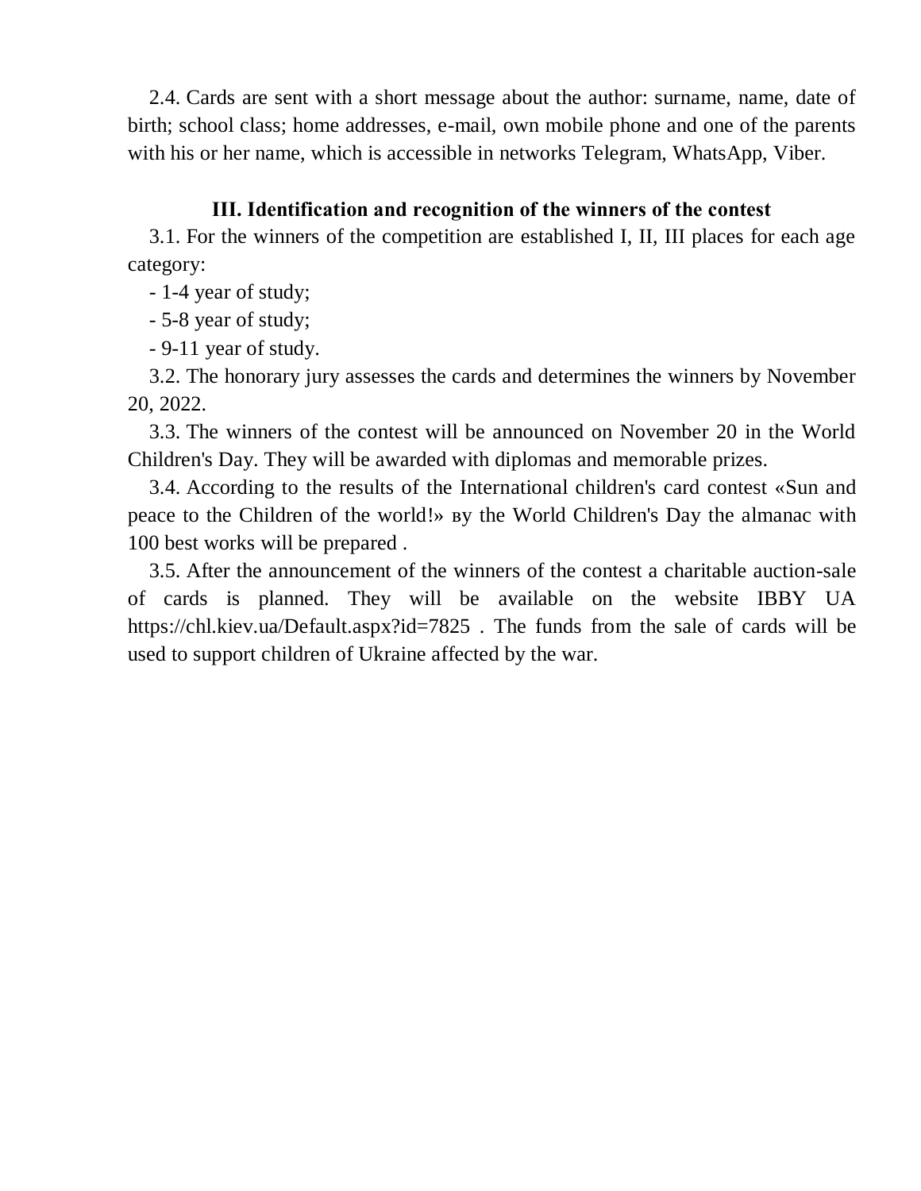2.4. Cards are sent with a short message about the author: surname, name, date of birth; school class; home addresses, e-mail, own mobile phone and one of the parents with his or her name, which is accessible in networks Telegram, WhatsApp, Viber.

## III. Identification and recognition of the winners of the contest

3.1. For the winners of the competition are established I, II, III places for each age category:

- 1-4 year of study;
- 5-8 year of study;
- 9-11 year of study.

3.2. The honorary jury assesses the cards and determines the winners by November 20, 2022.

3.3. The winners of the contest will be announced on November 20 in the World Children's Day. They will be awarded with diplomas and memorable prizes.

3.4. According to the results of the International children's card contest «Sun and peace to the Children of the world!» вy the World Children's Day the almanac with 100 best works will be prepared .

3.5. After the announcement of the winners of the contest a charitable auction-sale of cards is planned. They will be available on the website IBBY UA https://chl.kiev.ua/Default.aspx?id=7825 . The funds from the sale of cards will be used to support children of Ukraine affected by the war.